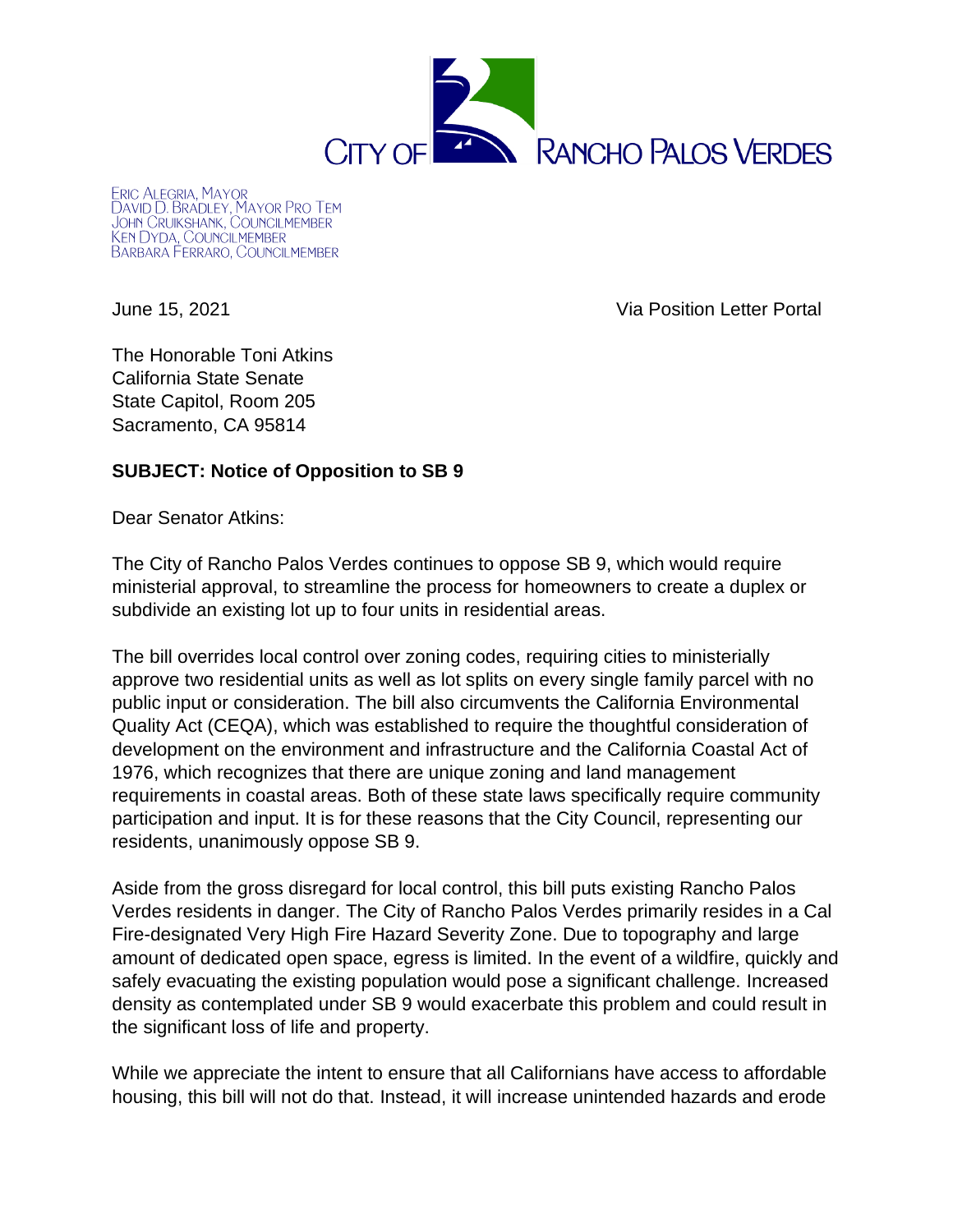CITY OF RANCHO PALOS VERDES

ERIC ALEGRIA, MAYOR
DAVID D. BRADLEY, MAYOR PRO TEM
JOHN CRUIKSHANK, COUNCILMEMBER
KEN DYDA, COUNCILMEMBER
BARBARA FERRARO, COUNCILMEMBER

June 15, 2021 Via Position Letter Portal

The Honorable Toni Atkins
California State Senate
State Capitol, Room 205
Sacramento, CA 95814

**SUBJECT: Notice of Opposition to SB 9**

Dear Senator Atkins:

The City of Rancho Palos Verdes continues to oppose SB 9, which would require ministerial approval, to streamline the process for homeowners to create a duplex or subdivide an existing lot up to four units in residential areas.

The bill overrides local control over zoning codes, requiring cities to ministerially approve two residential units as well as lot splits on every single family parcel with no public input or consideration. The bill also circumvents the California Environmental Quality Act (CEQA), which was established to require the thoughtful consideration of development on the environment and infrastructure and the California Coastal Act of 1976, which recognizes that there are unique zoning and land management requirements in coastal areas. Both of these state laws specifically require community participation and input. It is for these reasons that the City Council, representing our residents, unanimously oppose SB 9.

Aside from the gross disregard for local control, this bill puts existing Rancho Palos Verdes residents in danger. The City of Rancho Palos Verdes primarily resides in a Cal Fire-designated Very High Fire Hazard Severity Zone. Due to topography and large amount of dedicated open space, egress is limited. In the event of a wildfire, quickly and safely evacuating the existing population would pose a significant challenge. Increased density as contemplated under SB 9 would exacerbate this problem and could result in the significant loss of life and property.

While we appreciate the intent to ensure that all Californians have access to affordable housing, this bill will not do that. Instead, it will increase unintended hazards and erode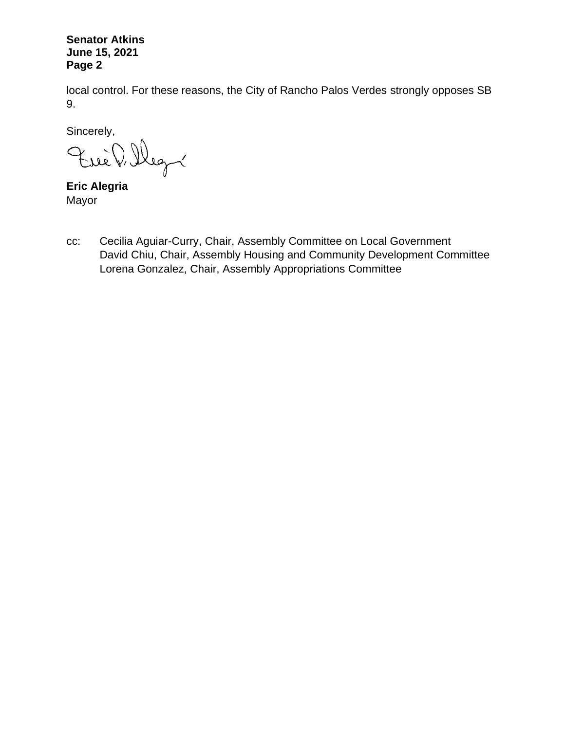local control. For these reasons, the City of Rancho Palos Verdes strongly opposes SB 9.

Sincerely,

**Eric Alegria**
Mayor

cc: Cecilia Aguiar-Curry, Chair, Assembly Committee on Local Government
David Chiu, Chair, Assembly Housing and Community Development Committee
Lorena Gonzalez, Chair, Assembly Appropriations Committee